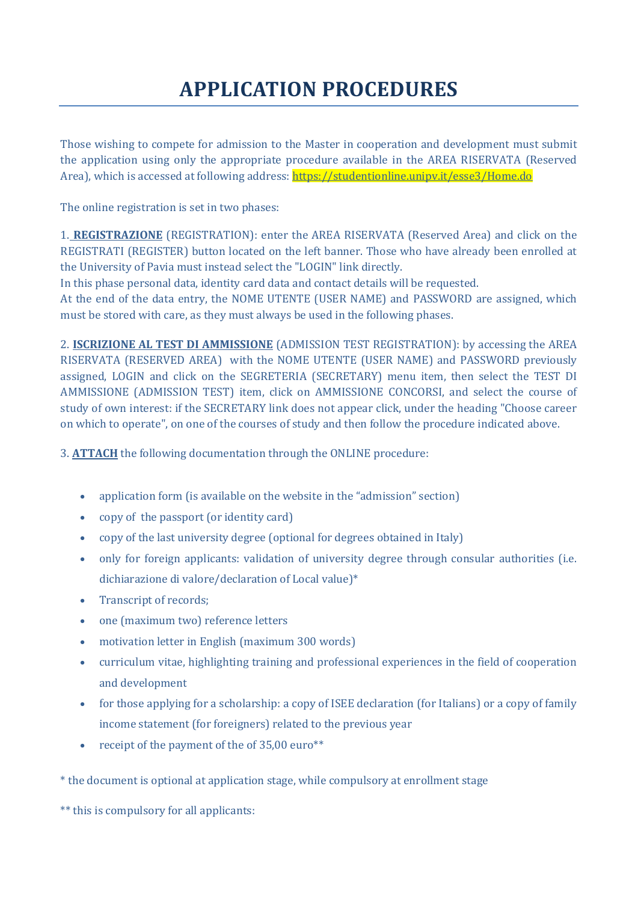# APPLICATION PROCEDURES

Those wishing to compete for admission to the Master in cooperation and development must submit the application using only the appropriate procedure available in the AREA RISERVATA (Reserved Area), which is accessed at following address: https://studentionline.unipv.it/esse3/Home.do

The online registration is set in two phases:

1. **REGISTRAZIONE** (REGISTRATION): enter the AREA RISERVATA (Reserved Area) and click on the REGISTRATI (REGISTER) button located on the left banner. Those who have already been enrolled at the University of Pavia must instead select the "LOGIN" link directly.
In this phase personal data, identity card data and contact details will be requested.
At the end of the data entry, the NOME UTENTE (USER NAME) and PASSWORD are assigned, which must be stored with care, as they must always be used in the following phases.

2. **ISCRIZIONE AL TEST DI AMMISSIONE** (ADMISSION TEST REGISTRATION): by accessing the AREA RISERVATA (RESERVED AREA) with the NOME UTENTE (USER NAME) and PASSWORD previously assigned, LOGIN and click on the SEGRETERIA (SECRETARY) menu item, then select the TEST DI AMMISSIONE (ADMISSION TEST) item, click on AMMISSIONE CONCORSI, and select the course of study of own interest: if the SECRETARY link does not appear click, under the heading "Choose career on which to operate", on one of the courses of study and then follow the procedure indicated above.

3. **ATTACH** the following documentation through the ONLINE procedure:

- application form (is available on the website in the "admission" section)
- copy of the passport (or identity card)
- copy of the last university degree (optional for degrees obtained in Italy)
- only for foreign applicants: validation of university degree through consular authorities (i.e. dichiarazione di valore/declaration of Local value)*
- Transcript of records;
- one (maximum two) reference letters
- motivation letter in English (maximum 300 words)
- curriculum vitae, highlighting training and professional experiences in the field of cooperation and development
- for those applying for a scholarship: a copy of ISEE declaration (for Italians) or a copy of family income statement (for foreigners) related to the previous year
- receipt of the payment of the of 35,00 euro**

\* the document is optional at application stage, while compulsory at enrollment stage

\*\* this is compulsory for all applicants: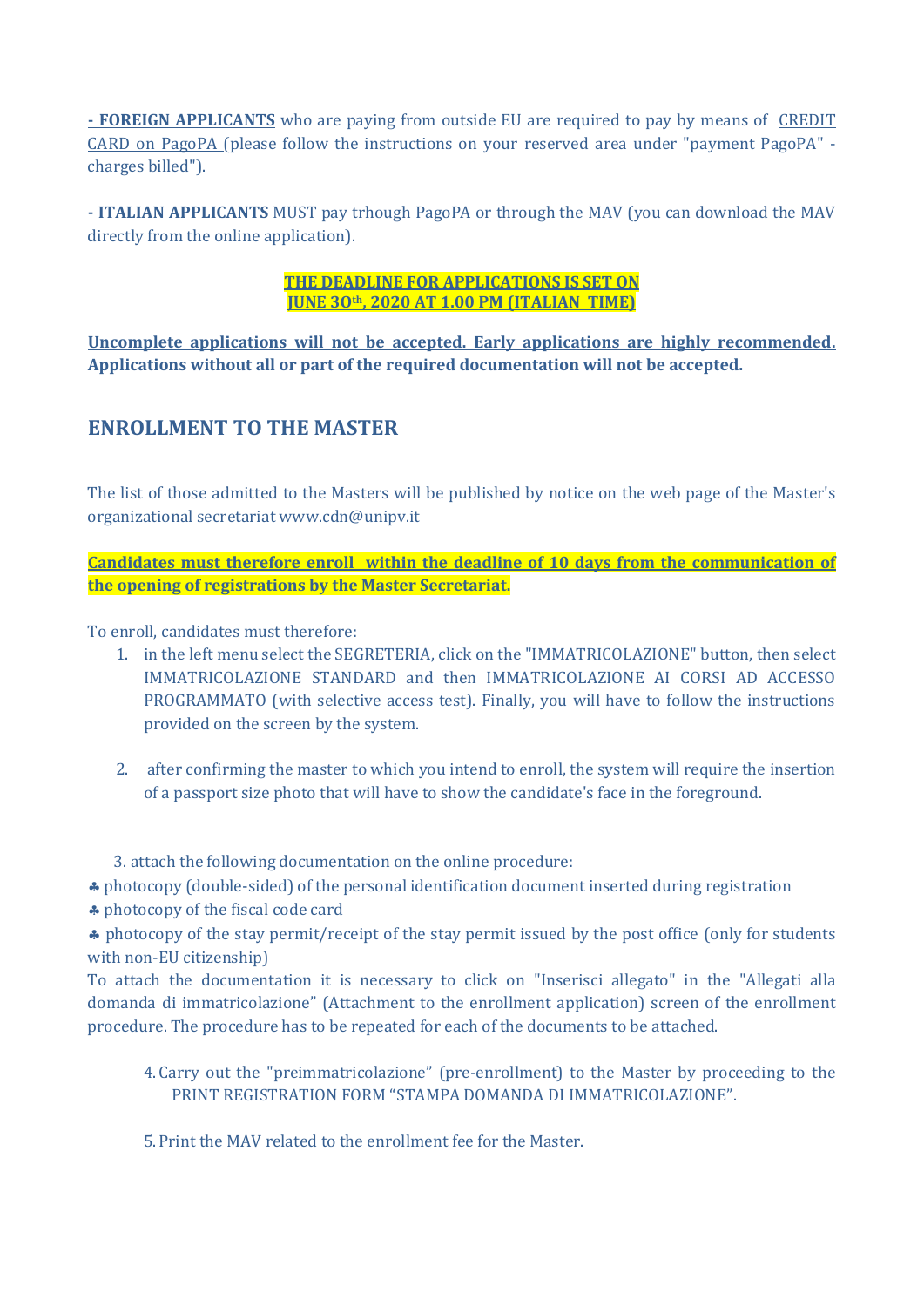**- FOREIGN APPLICANTS** who are paying from outside EU are required to pay by means of CREDIT CARD on PagoPA (please follow the instructions on your reserved area under "payment PagoPA" - charges billed").

**- ITALIAN APPLICANTS** MUST pay trhough PagoPA or through the MAV (you can download the MAV directly from the online application).

**THE DEADLINE FOR APPLICATIONS IS SET ON JUNE 3Oth, 2020 AT 1.00 PM (ITALIAN TIME)**

**Uncomplete applications will not be accepted. Early applications are highly recommended. Applications without all or part of the required documentation will not be accepted.**

## ENROLLMENT TO THE MASTER

The list of those admitted to the Masters will be published by notice on the web page of the Master's organizational secretariat www.cdn@unipv.it

**Candidates must therefore enroll within the deadline of 10 days from the communication of the opening of registrations by the Master Secretariat.**

To enroll, candidates must therefore:

1. in the left menu select the SEGRETERIA, click on the "IMMATRICOLAZIONE" button, then select IMMATRICOLAZIONE STANDARD and then IMMATRICOLAZIONE AI CORSI AD ACCESSO PROGRAMMATO (with selective access test). Finally, you will have to follow the instructions provided on the screen by the system.

2. after confirming the master to which you intend to enroll, the system will require the insertion of a passport size photo that will have to show the candidate's face in the foreground.

3. attach the following documentation on the online procedure:

♣ photocopy (double-sided) of the personal identification document inserted during registration

♣ photocopy of the fiscal code card

♣ photocopy of the stay permit/receipt of the stay permit issued by the post office (only for students with non-EU citizenship)

To attach the documentation it is necessary to click on "Inserisci allegato" in the "Allegati alla domanda di immatricolazione" (Attachment to the enrollment application) screen of the enrollment procedure. The procedure has to be repeated for each of the documents to be attached.

4. Carry out the "preimmatricolazione" (pre-enrollment) to the Master by proceeding to the PRINT REGISTRATION FORM "STAMPA DOMANDA DI IMMATRICOLAZIONE".

5. Print the MAV related to the enrollment fee for the Master.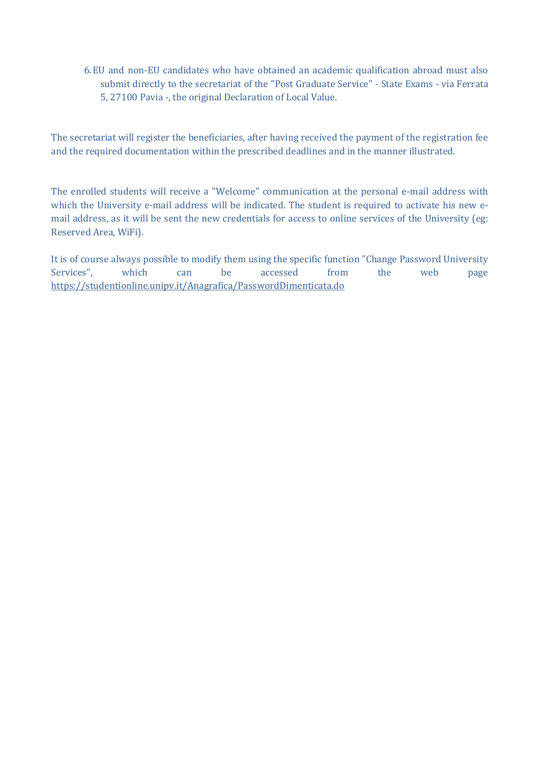6. EU and non-EU candidates who have obtained an academic qualification abroad must also submit directly to the secretariat of the "Post Graduate Service" - State Exams - via Ferrata 5, 27100 Pavia -, the original Declaration of Local Value.

The secretariat will register the beneficiaries, after having received the payment of the registration fee and the required documentation within the prescribed deadlines and in the manner illustrated.

The enrolled students will receive a "Welcome" communication at the personal e-mail address with which the University e-mail address will be indicated. The student is required to activate his new e-mail address, as it will be sent the new credentials for access to online services of the University (eg: Reserved Area, WiFi).

It is of course always possible to modify them using the specific function "Change Password University Services", which can be accessed from the web page https://studentionline.unipv.it/Anagrafica/PasswordDimenticata.do